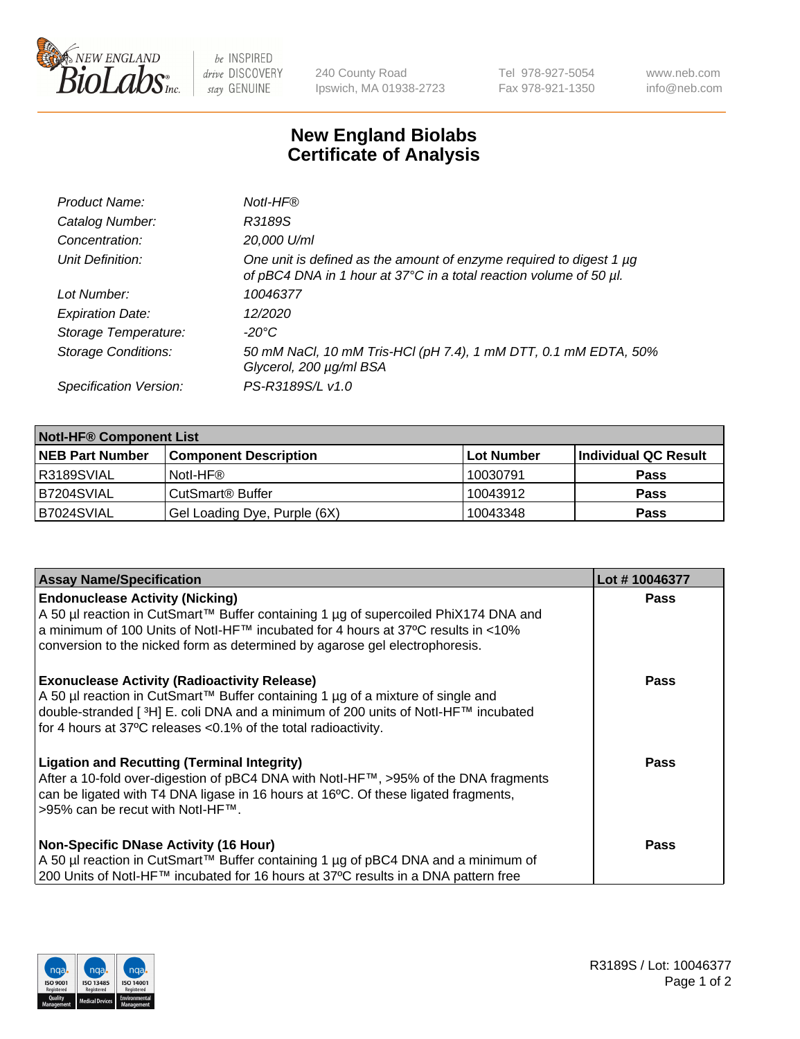New England Biolabs Inc. — be INSPIRED drive DISCOVERY stay GENUINE

240 County Road
Ipswich, MA 01938-2723

Tel 978-927-5054
Fax 978-921-1350

www.neb.com
info@neb.com

# New England Biolabs Certificate of Analysis

| | |
|---|---|
| *Product Name:* | *NotI-HF®* |
| *Catalog Number:* | *R3189S* |
| *Concentration:* | *20,000 U/ml* |
| *Unit Definition:* | *One unit is defined as the amount of enzyme required to digest 1 µg of pBC4 DNA in 1 hour at 37°C in a total reaction volume of 50 µl.* |
| *Lot Number:* | *10046377* |
| *Expiration Date:* | *12/2020* |
| *Storage Temperature:* | *-20°C* |
| *Storage Conditions:* | *50 mM NaCl, 10 mM Tris-HCl (pH 7.4), 1 mM DTT, 0.1 mM EDTA, 50% Glycerol, 200 µg/ml BSA* |
| *Specification Version:* | *PS-R3189S/L v1.0* |

| **NotI-HF® Component List** | | | |
|---|---|---|---|
| **NEB Part Number** | **Component Description** | **Lot Number** | **Individual QC Result** |
| R3189SVIAL | NotI-HF® | 10030791 | **Pass** |
| B7204SVIAL | CutSmart® Buffer | 10043912 | **Pass** |
| B7024SVIAL | Gel Loading Dye, Purple (6X) | 10043348 | **Pass** |

| **Assay Name/Specification** | **Lot # 10046377** |
|---|---|
| **Endonuclease Activity (Nicking)** A 50 µl reaction in CutSmart™ Buffer containing 1 µg of supercoiled PhiX174 DNA and a minimum of 100 Units of NotI-HF™ incubated for 4 hours at 37ºC results in <10% conversion to the nicked form as determined by agarose gel electrophoresis. | **Pass** |
| **Exonuclease Activity (Radioactivity Release)** A 50 µl reaction in CutSmart™ Buffer containing 1 µg of a mixture of single and double-stranded [$^3$H] E. coli DNA and a minimum of 200 units of NotI-HF™ incubated for 4 hours at 37ºC releases <0.1% of the total radioactivity. | **Pass** |
| **Ligation and Recutting (Terminal Integrity)** After a 10-fold over-digestion of pBC4 DNA with NotI-HF™, >95% of the DNA fragments can be ligated with T4 DNA ligase in 16 hours at 16ºC. Of these ligated fragments, >95% can be recut with NotI-HF™. | **Pass** |
| **Non-Specific DNase Activity (16 Hour)** A 50 µl reaction in CutSmart™ Buffer containing 1 µg of pBC4 DNA and a minimum of 200 Units of NotI-HF™ incubated for 16 hours at 37ºC results in a DNA pattern free | **Pass** |

R3189S / Lot: 10046377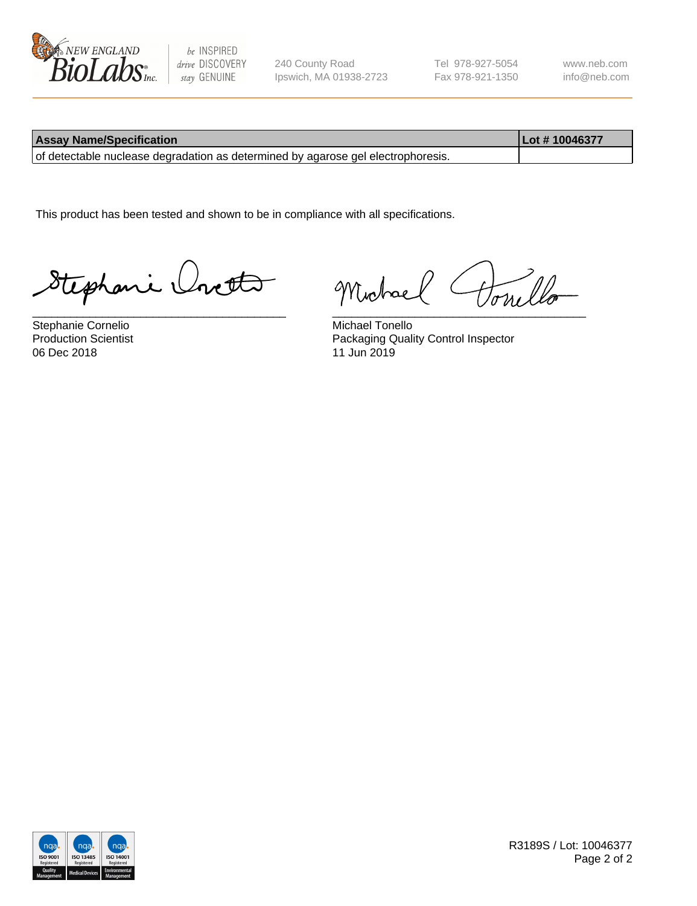| Assay Name/Specification | Lot # 10046377 |
| --- | --- |
| of detectable nuclease degradation as determined by agarose gel electrophoresis. | |

This product has been tested and shown to be in compliance with all specifications.

Stephanie Cornelio
Production Scientist
06 Dec 2018

Michael Tonello
Packaging Quality Control Inspector
11 Jun 2019

R3189S / Lot: 10046377